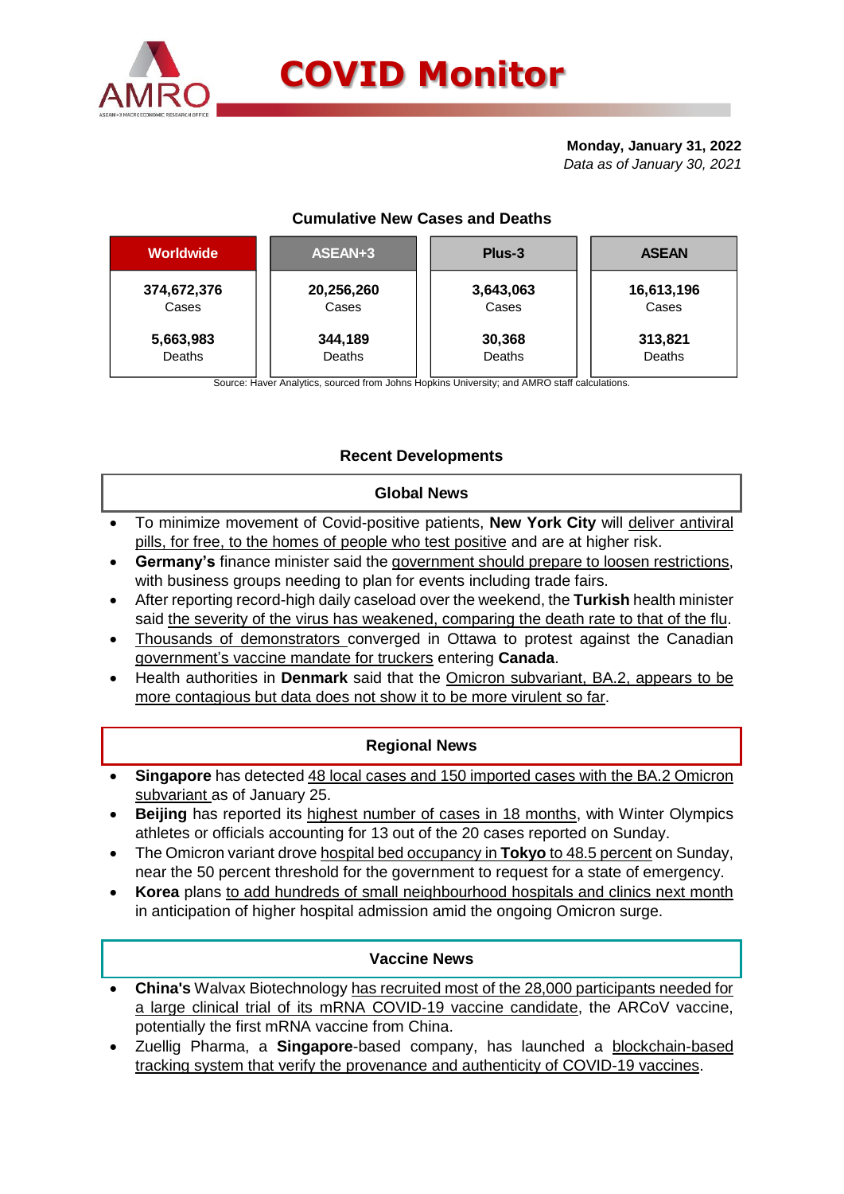# COVID Monitor

**Monday, January 31, 2022**
*Data as of January 30, 2021*

## Cumulative New Cases and Deaths

| Worldwide | ASEAN+3 | Plus-3 | ASEAN |
|---|---|---|---|
| **374,672,376** Cases | **20,256,260** Cases | **3,643,063** Cases | **16,613,196** Cases |
| **5,663,983** Deaths | **344,189** Deaths | **30,368** Deaths | **313,821** Deaths |

Source: Haver Analytics, sourced from Johns Hopkins University; and AMRO staff calculations.

## Recent Developments

### Global News

- To minimize movement of Covid-positive patients, **New York City** will deliver antiviral pills, for free, to the homes of people who test positive and are at higher risk.
- **Germany's** finance minister said the government should prepare to loosen restrictions, with business groups needing to plan for events including trade fairs.
- After reporting record-high daily caseload over the weekend, the **Turkish** health minister said the severity of the virus has weakened, comparing the death rate to that of the flu.
- Thousands of demonstrators converged in Ottawa to protest against the Canadian government's vaccine mandate for truckers entering **Canada**.
- Health authorities in **Denmark** said that the Omicron subvariant, BA.2, appears to be more contagious but data does not show it to be more virulent so far.

### Regional News

- **Singapore** has detected 48 local cases and 150 imported cases with the BA.2 Omicron subvariant as of January 25.
- **Beijing** has reported its highest number of cases in 18 months, with Winter Olympics athletes or officials accounting for 13 out of the 20 cases reported on Sunday.
- The Omicron variant drove hospital bed occupancy in **Tokyo** to 48.5 percent on Sunday, near the 50 percent threshold for the government to request for a state of emergency.
- **Korea** plans to add hundreds of small neighbourhood hospitals and clinics next month in anticipation of higher hospital admission amid the ongoing Omicron surge.

### Vaccine News

- **China's** Walvax Biotechnology has recruited most of the 28,000 participants needed for a large clinical trial of its mRNA COVID-19 vaccine candidate, the ARCoV vaccine, potentially the first mRNA vaccine from China.
- Zuellig Pharma, a **Singapore**-based company, has launched a blockchain-based tracking system that verify the provenance and authenticity of COVID-19 vaccines.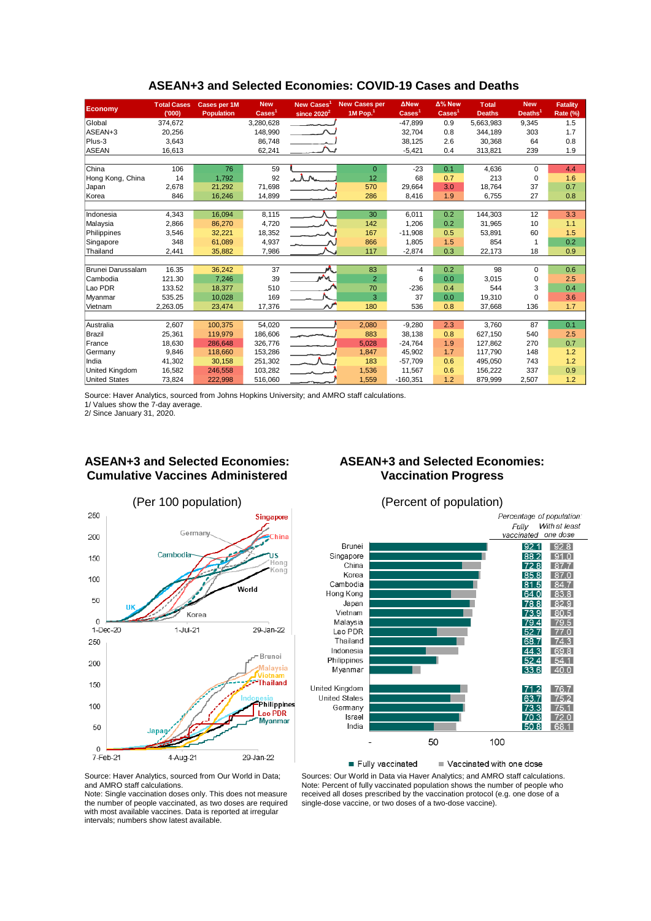## ASEAN+3 and Selected Economies: COVID-19 Cases and Deaths

| Economy | Total Cases ('000) | Cases per 1M Population | New Cases[1] | New Cases[1] since 2020[2] | New Cases per 1M Pop.[1] | ΔNew Cases[1] | Δ% New Cases[1] | Total Deaths | New Deaths[1] | Fatality Rate (%) |
|---|---|---|---|---|---|---|---|---|---|---|
| Global | 374,672 | | 3,280,628 | | | -47,899 | 0.9 | 5,663,983 | 9,345 | 1.5 |
| ASEAN+3 | 20,256 | | 148,990 | | | 32,704 | 0.8 | 344,189 | 303 | 1.7 |
| Plus-3 | 3,643 | | 86,748 | | | 38,125 | 2.6 | 30,368 | 64 | 0.8 |
| ASEAN | 16,613 | | 62,241 | | | -5,421 | 0.4 | 313,821 | 239 | 1.9 |
| | | | | | | | | | | |
| China | 106 | 76 | 59 | | 0 | -23 | 0.1 | 4,636 | 0 | 4.4 |
| Hong Kong, China | 14 | 1,792 | 92 | | 12 | 68 | 0.7 | 213 | 0 | 1.6 |
| Japan | 2,678 | 21,292 | 71,698 | | 570 | 29,664 | 3.0 | 18,764 | 37 | 0.7 |
| Korea | 846 | 16,246 | 14,899 | | 286 | 8,416 | 1.9 | 6,755 | 27 | 0.8 |
| | | | | | | | | | | |
| Indonesia | 4,343 | 16,094 | 8,115 | | 30 | 6,011 | 0.2 | 144,303 | 12 | 3.3 |
| Malaysia | 2,866 | 86,270 | 4,720 | | 142 | 1,206 | 0.2 | 31,965 | 10 | 1.1 |
| Philippines | 3,546 | 32,221 | 18,352 | | 167 | -11,908 | 0.5 | 53,891 | 60 | 1.5 |
| Singapore | 348 | 61,089 | 4,937 | | 866 | 1,805 | 1.5 | 854 | 1 | 0.2 |
| Thailand | 2,441 | 35,882 | 7,986 | | 117 | -2,874 | 0.3 | 22,173 | 18 | 0.9 |
| | | | | | | | | | | |
| Brunei Darussalam | 16.35 | 36,242 | 37 | | 83 | -4 | 0.2 | 98 | 0 | 0.6 |
| Cambodia | 121.30 | 7,246 | 39 | | 2 | 6 | 0.0 | 3,015 | 0 | 2.5 |
| Lao PDR | 133.52 | 18,377 | 510 | | 70 | -236 | 0.4 | 544 | 3 | 0.4 |
| Myanmar | 535.25 | 10,028 | 169 | | 3 | 37 | 0.0 | 19,310 | 0 | 3.6 |
| Vietnam | 2,263.05 | 23,474 | 17,376 | | 180 | 536 | 0.8 | 37,668 | 136 | 1.7 |
| | | | | | | | | | | |
| Australia | 2,607 | 100,375 | 54,020 | | 2,080 | -9,280 | 2.3 | 3,760 | 87 | 0.1 |
| Brazil | 25,361 | 119,979 | 186,606 | | 883 | 38,138 | 0.8 | 627,150 | 540 | 2.5 |
| France | 18,630 | 286,648 | 326,776 | | 5,028 | -24,764 | 1.9 | 127,862 | 270 | 0.7 |
| Germany | 9,846 | 118,660 | 153,286 | | 1,847 | 45,902 | 1.7 | 117,790 | 148 | 1.2 |
| India | 41,302 | 30,158 | 251,302 | | 183 | -57,709 | 0.6 | 495,050 | 743 | 1.2 |
| United Kingdom | 16,582 | 246,558 | 103,282 | | 1,536 | 11,567 | 0.6 | 156,222 | 337 | 0.9 |
| United States | 73,824 | 222,998 | 516,060 | | 1,559 | -160,351 | 1.2 | 879,999 | 2,507 | 1.2 |

Source: Haver Analytics, sourced from Johns Hopkins University; and AMRO staff calculations.
1/ Values show the 7-day average.
2/ Since January 31, 2020.

### ASEAN+3 and Selected Economies: Cumulative Vaccines Administered

(Per 100 population)

250
200
150
100
50
0
1-Dec-20 1-Jul-21 29-Jan-22
Singapore, Germany, China, Cambodia, US, Hong Kong, World, UK, Korea

250
200
150
100
50
0
7-Feb-21 4-Aug-21 29-Jan-22
Brunei, Malaysia, Vietnam, Thailand, Indonesia, Philippines, Lao PDR, Myanmar, Japan

Source: Haver Analytics, sourced from Our World in Data; and AMRO staff calculations.
Note: Single vaccination doses only. This does not measure the number of people vaccinated, as two doses are required with most available vaccines. Data is reported at irregular intervals; numbers show latest available.

### ASEAN+3 and Selected Economies: Vaccination Progress

(Percent of population)

*Percentage of population:*
*Fully vaccinated* | *With at least one dose*

Brunei 92.1 92.8
Singapore 88.2 91.0
China 72.8 87.7
Korea 85.8 87.0
Cambodia 81.5 84.7
Hong Kong 64.0 83.8
Japan 78.8 82.9
Vietnam 73.9 80.5
Malaysia 79.4 79.5
Lao PDR 52.7 77.0
Thailand 68.7 74.3
Indonesia 44.3 69.8
Philippines 52.4 54.1
Myanmar 33.6 40.0

United Kingdom 71.2 76.7
United States 63.7 75.2
Germany 73.3 75.1
Israel 70.3 72.0
India 50.8 68.1

- 50 100

■ Fully vaccinated ■ Vaccinated with one dose

Sources: Our World in Data via Haver Analytics; and AMRO staff calculations.
Note: Percent of fully vaccinated population shows the number of people who received all doses prescribed by the vaccination protocol (e.g. one dose of a single-dose vaccine, or two doses of a two-dose vaccine).